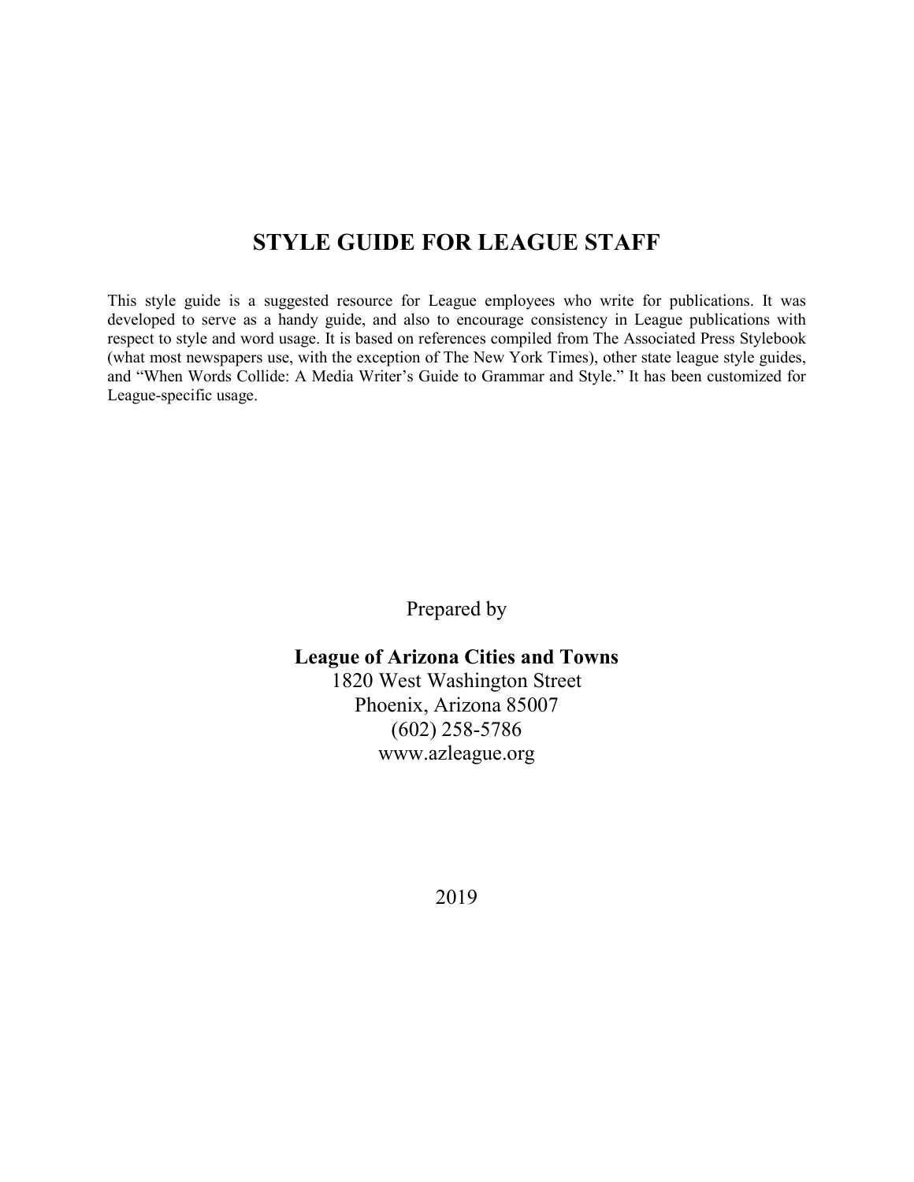# STYLE GUIDE FOR LEAGUE STAFF

This style guide is a suggested resource for League employees who write for publications. It was developed to serve as a handy guide, and also to encourage consistency in League publications with respect to style and word usage. It is based on references compiled from The Associated Press Stylebook (what most newspapers use, with the exception of The New York Times), other state league style guides, and "When Words Collide: A Media Writer's Guide to Grammar and Style." It has been customized for League-specific usage.

Prepared by

**League of Arizona Cities and Towns**
1820 West Washington Street
Phoenix, Arizona 85007
(602) 258-5786
www.azleague.org

2019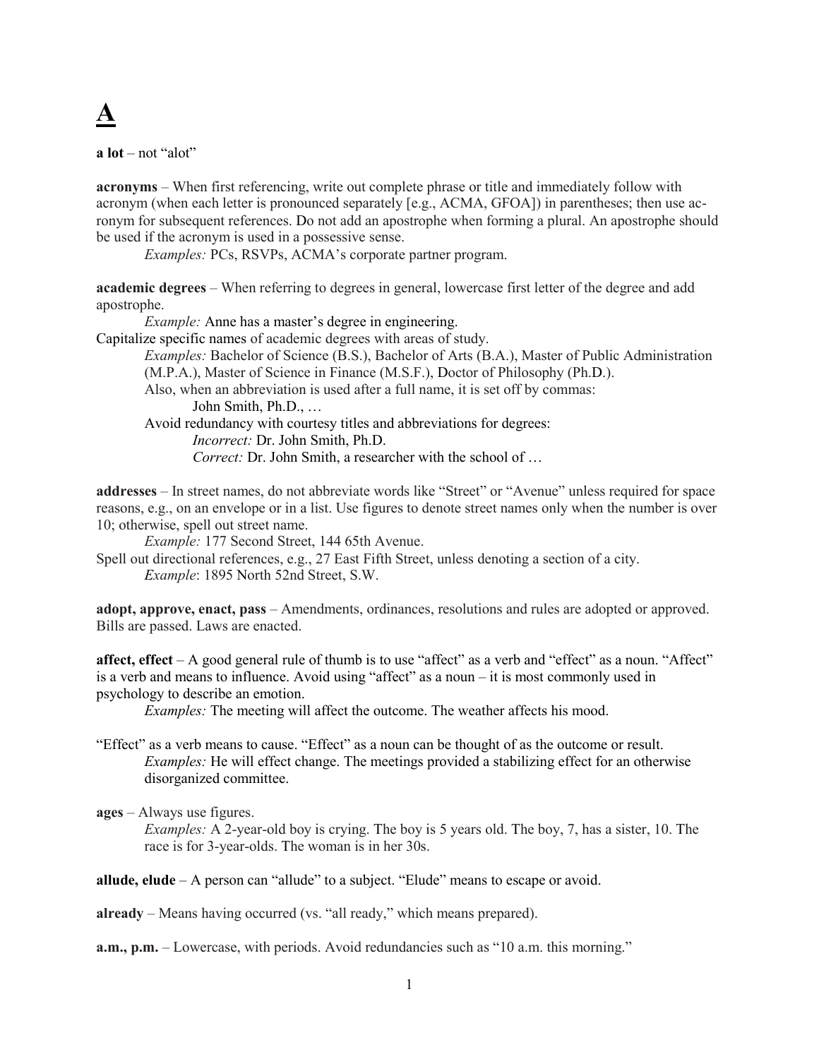# A

**a lot** – not "alot"

**acronyms** – When first referencing, write out complete phrase or title and immediately follow with acronym (when each letter is pronounced separately [e.g., ACMA, GFOA]) in parentheses; then use acronym for subsequent references. Do not add an apostrophe when forming a plural. An apostrophe should be used if the acronym is used in a possessive sense.

*Examples:* PCs, RSVPs, ACMA's corporate partner program.

**academic degrees** – When referring to degrees in general, lowercase first letter of the degree and add apostrophe.

*Example:* Anne has a master's degree in engineering.

Capitalize specific names of academic degrees with areas of study.

*Examples:* Bachelor of Science (B.S.), Bachelor of Arts (B.A.), Master of Public Administration (M.P.A.), Master of Science in Finance (M.S.F.), Doctor of Philosophy (Ph.D.).

Also, when an abbreviation is used after a full name, it is set off by commas:

John Smith, Ph.D., …

Avoid redundancy with courtesy titles and abbreviations for degrees:

*Incorrect:* Dr. John Smith, Ph.D.

*Correct:* Dr. John Smith, a researcher with the school of …

**addresses** – In street names, do not abbreviate words like "Street" or "Avenue" unless required for space reasons, e.g., on an envelope or in a list. Use figures to denote street names only when the number is over 10; otherwise, spell out street name.

*Example:* 177 Second Street, 144 65th Avenue.

Spell out directional references, e.g., 27 East Fifth Street, unless denoting a section of a city.

*Example*: 1895 North 52nd Street, S.W.

**adopt, approve, enact, pass** – Amendments, ordinances, resolutions and rules are adopted or approved. Bills are passed. Laws are enacted.

**affect, effect** – A good general rule of thumb is to use "affect" as a verb and "effect" as a noun. "Affect" is a verb and means to influence. Avoid using "affect" as a noun – it is most commonly used in psychology to describe an emotion.

*Examples:* The meeting will affect the outcome. The weather affects his mood.

"Effect" as a verb means to cause. "Effect" as a noun can be thought of as the outcome or result.

*Examples:* He will effect change. The meetings provided a stabilizing effect for an otherwise disorganized committee.

**ages** – Always use figures.

*Examples:* A 2-year-old boy is crying. The boy is 5 years old. The boy, 7, has a sister, 10. The race is for 3-year-olds. The woman is in her 30s.

**allude, elude** – A person can "allude" to a subject. "Elude" means to escape or avoid.

**already** – Means having occurred (vs. "all ready," which means prepared).

**a.m., p.m.** – Lowercase, with periods. Avoid redundancies such as "10 a.m. this morning."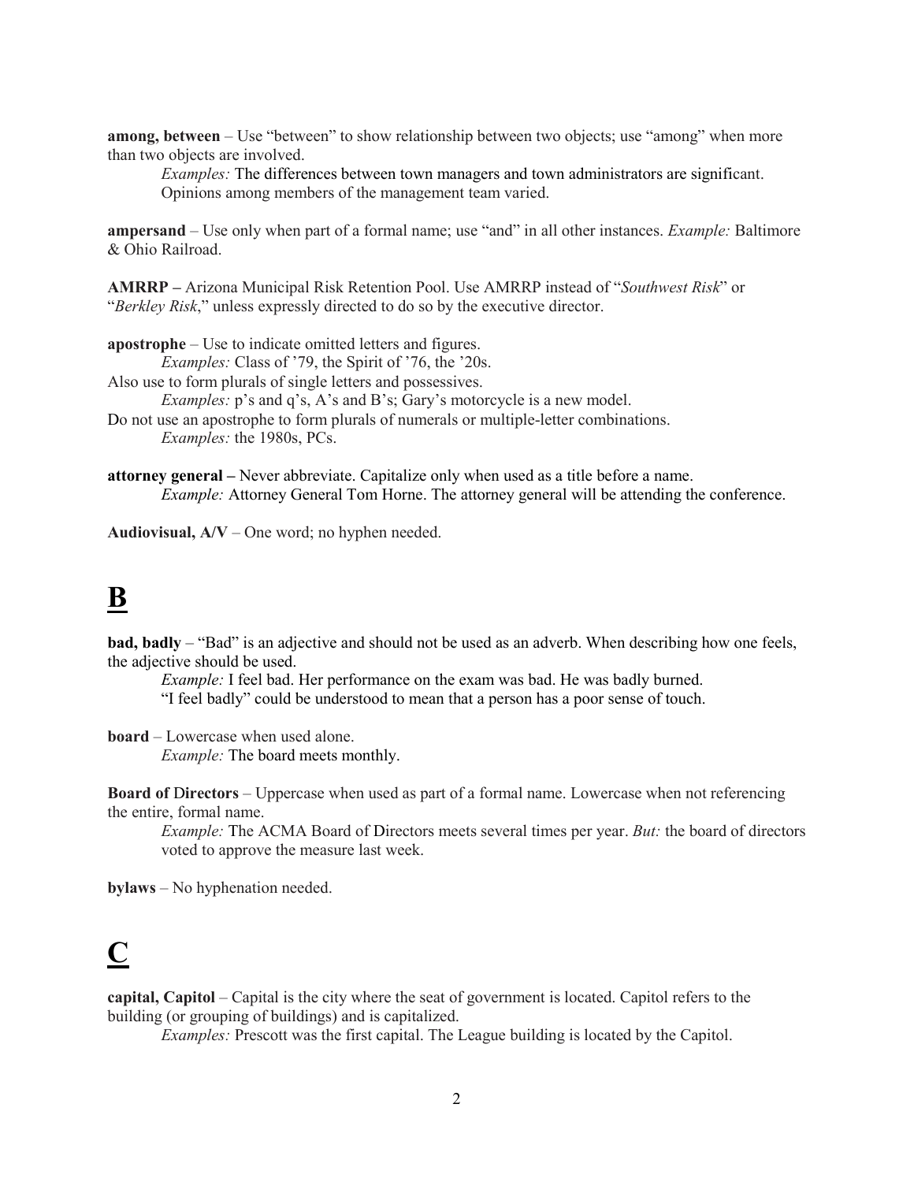**among, between** – Use "between" to show relationship between two objects; use "among" when more than two objects are involved.

*Examples:* The differences between town managers and town administrators are significant. Opinions among members of the management team varied.

**ampersand** – Use only when part of a formal name; use "and" in all other instances. *Example:* Baltimore & Ohio Railroad.

**AMRRP –** Arizona Municipal Risk Retention Pool. Use AMRRP instead of "*Southwest Risk*" or "*Berkley Risk*," unless expressly directed to do so by the executive director.

**apostrophe** – Use to indicate omitted letters and figures.

*Examples:* Class of '79, the Spirit of '76, the '20s.

Also use to form plurals of single letters and possessives.

*Examples:* p's and q's, A's and B's; Gary's motorcycle is a new model.

Do not use an apostrophe to form plurals of numerals or multiple-letter combinations.

*Examples:* the 1980s, PCs.

**attorney general –** Never abbreviate. Capitalize only when used as a title before a name.

*Example:* Attorney General Tom Horne. The attorney general will be attending the conference.

**Audiovisual, A/V** – One word; no hyphen needed.

# B

**bad, badly** – "Bad" is an adjective and should not be used as an adverb. When describing how one feels, the adjective should be used.

*Example:* I feel bad. Her performance on the exam was bad. He was badly burned.
"I feel badly" could be understood to mean that a person has a poor sense of touch.

**board** – Lowercase when used alone.

*Example:* The board meets monthly.

**Board of Directors** – Uppercase when used as part of a formal name. Lowercase when not referencing the entire, formal name.

*Example:* The ACMA Board of Directors meets several times per year. *But:* the board of directors voted to approve the measure last week.

**bylaws** – No hyphenation needed.

# C

**capital, Capitol** – Capital is the city where the seat of government is located. Capitol refers to the building (or grouping of buildings) and is capitalized.

*Examples:* Prescott was the first capital. The League building is located by the Capitol.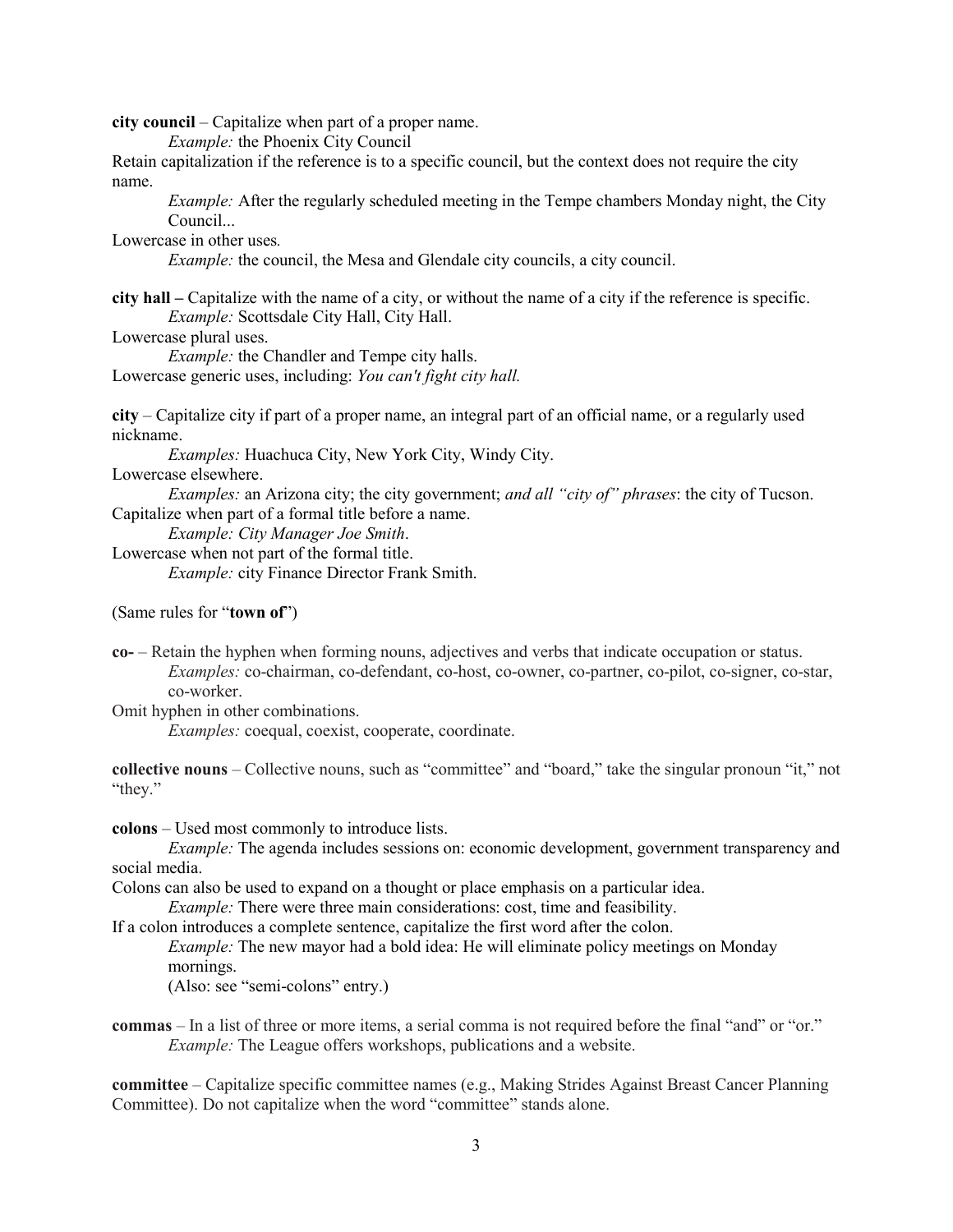**city council** – Capitalize when part of a proper name.

*Example:* the Phoenix City Council

Retain capitalization if the reference is to a specific council, but the context does not require the city name.

*Example:* After the regularly scheduled meeting in the Tempe chambers Monday night, the City Council...

Lowercase in other uses.

*Example:* the council, the Mesa and Glendale city councils, a city council.

**city hall –** Capitalize with the name of a city, or without the name of a city if the reference is specific.

*Example:* Scottsdale City Hall, City Hall.

Lowercase plural uses.

*Example:* the Chandler and Tempe city halls.

Lowercase generic uses, including: *You can't fight city hall.*

**city** – Capitalize city if part of a proper name, an integral part of an official name, or a regularly used nickname.

*Examples:* Huachuca City, New York City, Windy City.

Lowercase elsewhere.

*Examples:* an Arizona city; the city government; *and all "city of" phrases*: the city of Tucson.

Capitalize when part of a formal title before a name.

*Example: City Manager Joe Smith*.

Lowercase when not part of the formal title.

*Example:* city Finance Director Frank Smith.

(Same rules for "**town of**")

**co-** – Retain the hyphen when forming nouns, adjectives and verbs that indicate occupation or status.

*Examples:* co-chairman, co-defendant, co-host, co-owner, co-partner, co-pilot, co-signer, co-star, co-worker.

Omit hyphen in other combinations.

*Examples:* coequal, coexist, cooperate, coordinate.

**collective nouns** – Collective nouns, such as "committee" and "board," take the singular pronoun "it," not "they."

**colons** – Used most commonly to introduce lists.

*Example:* The agenda includes sessions on: economic development, government transparency and social media.

Colons can also be used to expand on a thought or place emphasis on a particular idea.

*Example:* There were three main considerations: cost, time and feasibility.

If a colon introduces a complete sentence, capitalize the first word after the colon.

*Example:* The new mayor had a bold idea: He will eliminate policy meetings on Monday mornings.

(Also: see "semi-colons" entry.)

**commas** – In a list of three or more items, a serial comma is not required before the final "and" or "or."

*Example:* The League offers workshops, publications and a website.

**committee** – Capitalize specific committee names (e.g., Making Strides Against Breast Cancer Planning Committee). Do not capitalize when the word "committee" stands alone.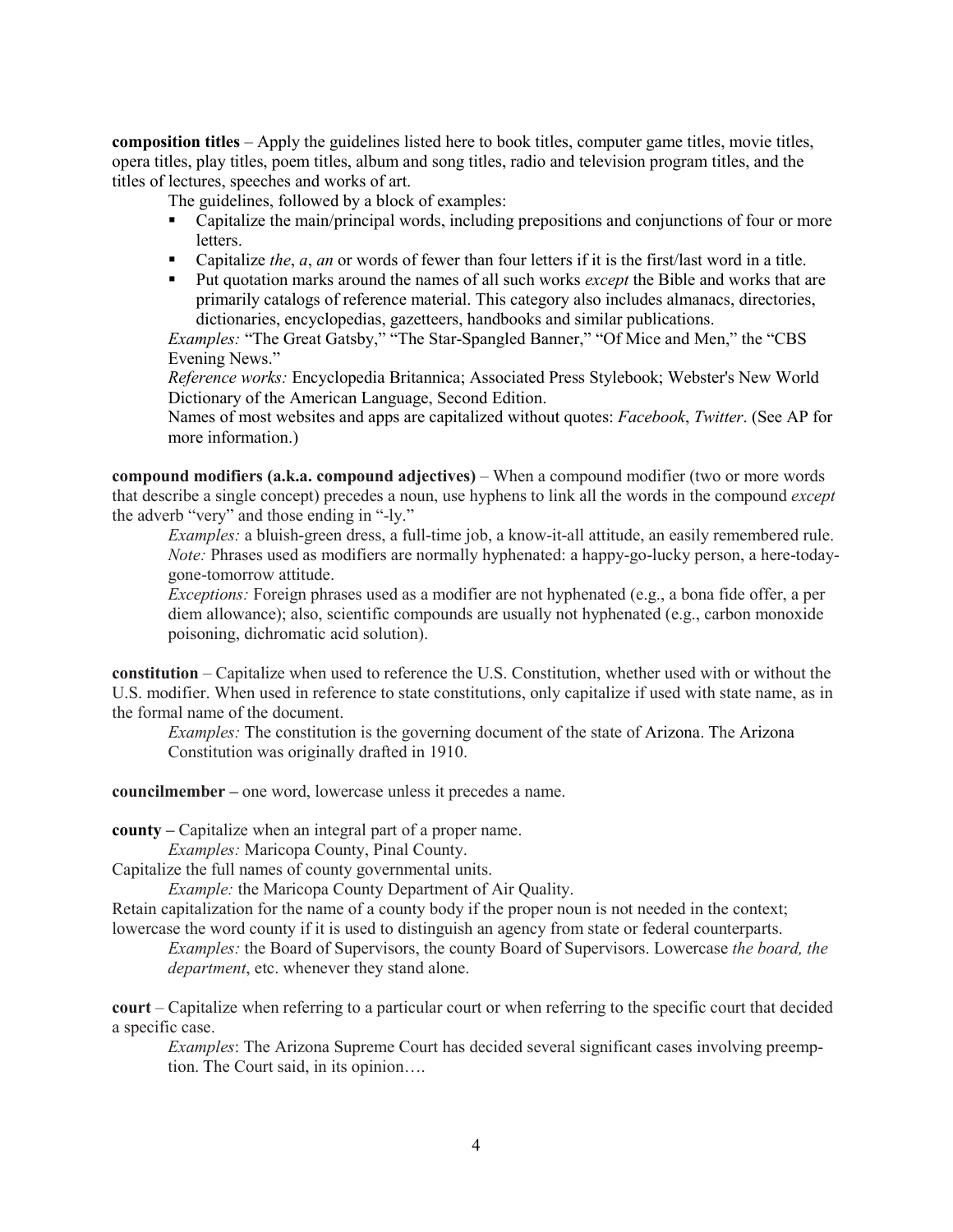**composition titles** – Apply the guidelines listed here to book titles, computer game titles, movie titles, opera titles, play titles, poem titles, album and song titles, radio and television program titles, and the titles of lectures, speeches and works of art.

The guidelines, followed by a block of examples:

- Capitalize the main/principal words, including prepositions and conjunctions of four or more letters.
- Capitalize *the*, *a*, *an* or words of fewer than four letters if it is the first/last word in a title.
- Put quotation marks around the names of all such works *except* the Bible and works that are primarily catalogs of reference material. This category also includes almanacs, directories, dictionaries, encyclopedias, gazetteers, handbooks and similar publications.

*Examples:* "The Great Gatsby," "The Star-Spangled Banner," "Of Mice and Men," the "CBS Evening News."

*Reference works:* Encyclopedia Britannica; Associated Press Stylebook; Webster's New World Dictionary of the American Language, Second Edition.

Names of most websites and apps are capitalized without quotes: *Facebook*, *Twitter*. (See AP for more information.)

**compound modifiers (a.k.a. compound adjectives)** – When a compound modifier (two or more words that describe a single concept) precedes a noun, use hyphens to link all the words in the compound *except* the adverb "very" and those ending in "-ly."

*Examples:* a bluish-green dress, a full-time job, a know-it-all attitude, an easily remembered rule.

*Note:* Phrases used as modifiers are normally hyphenated: a happy-go-lucky person, a here-today-gone-tomorrow attitude.

*Exceptions:* Foreign phrases used as a modifier are not hyphenated (e.g., a bona fide offer, a per diem allowance); also, scientific compounds are usually not hyphenated (e.g., carbon monoxide poisoning, dichromatic acid solution).

**constitution** – Capitalize when used to reference the U.S. Constitution, whether used with or without the U.S. modifier. When used in reference to state constitutions, only capitalize if used with state name, as in the formal name of the document.

*Examples:* The constitution is the governing document of the state of Arizona. The Arizona Constitution was originally drafted in 1910.

**councilmember –** one word, lowercase unless it precedes a name.

**county –** Capitalize when an integral part of a proper name.

*Examples:* Maricopa County, Pinal County.

Capitalize the full names of county governmental units.

*Example:* the Maricopa County Department of Air Quality.

Retain capitalization for the name of a county body if the proper noun is not needed in the context; lowercase the word county if it is used to distinguish an agency from state or federal counterparts.

*Examples:* the Board of Supervisors, the county Board of Supervisors. Lowercase *the board, the department*, etc. whenever they stand alone.

**court** – Capitalize when referring to a particular court or when referring to the specific court that decided a specific case.

*Examples*: The Arizona Supreme Court has decided several significant cases involving preemption. The Court said, in its opinion….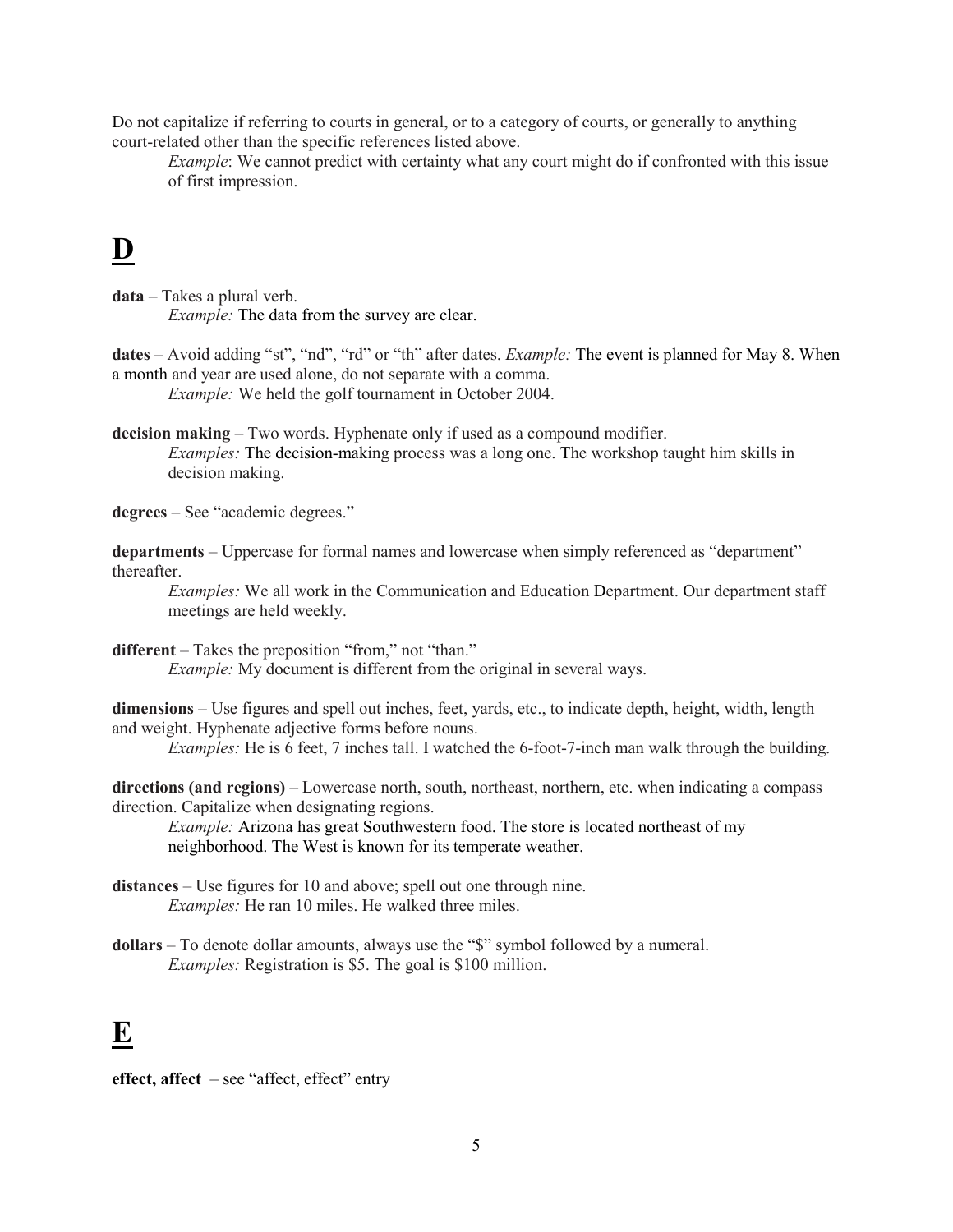Do not capitalize if referring to courts in general, or to a category of courts, or generally to anything court-related other than the specific references listed above.

*Example*: We cannot predict with certainty what any court might do if confronted with this issue of first impression.

# D

**data** – Takes a plural verb.

*Example:* The data from the survey are clear.

**dates** – Avoid adding "st", "nd", "rd" or "th" after dates. *Example:* The event is planned for May 8. When a month and year are used alone, do not separate with a comma.

*Example:* We held the golf tournament in October 2004.

**decision making** – Two words. Hyphenate only if used as a compound modifier.

*Examples:* The decision-making process was a long one. The workshop taught him skills in decision making.

**degrees** – See "academic degrees."

**departments** – Uppercase for formal names and lowercase when simply referenced as "department" thereafter.

*Examples:* We all work in the Communication and Education Department. Our department staff meetings are held weekly.

**different** – Takes the preposition "from," not "than."

*Example:* My document is different from the original in several ways.

**dimensions** – Use figures and spell out inches, feet, yards, etc., to indicate depth, height, width, length and weight. Hyphenate adjective forms before nouns.

*Examples:* He is 6 feet, 7 inches tall. I watched the 6-foot-7-inch man walk through the building.

**directions (and regions)** – Lowercase north, south, northeast, northern, etc. when indicating a compass direction. Capitalize when designating regions.

*Example:* Arizona has great Southwestern food. The store is located northeast of my neighborhood. The West is known for its temperate weather.

**distances** – Use figures for 10 and above; spell out one through nine.

*Examples:* He ran 10 miles. He walked three miles.

**dollars** – To denote dollar amounts, always use the "$" symbol followed by a numeral.

*Examples:* Registration is $5. The goal is $100 million.

# E

**effect, affect** – see "affect, effect" entry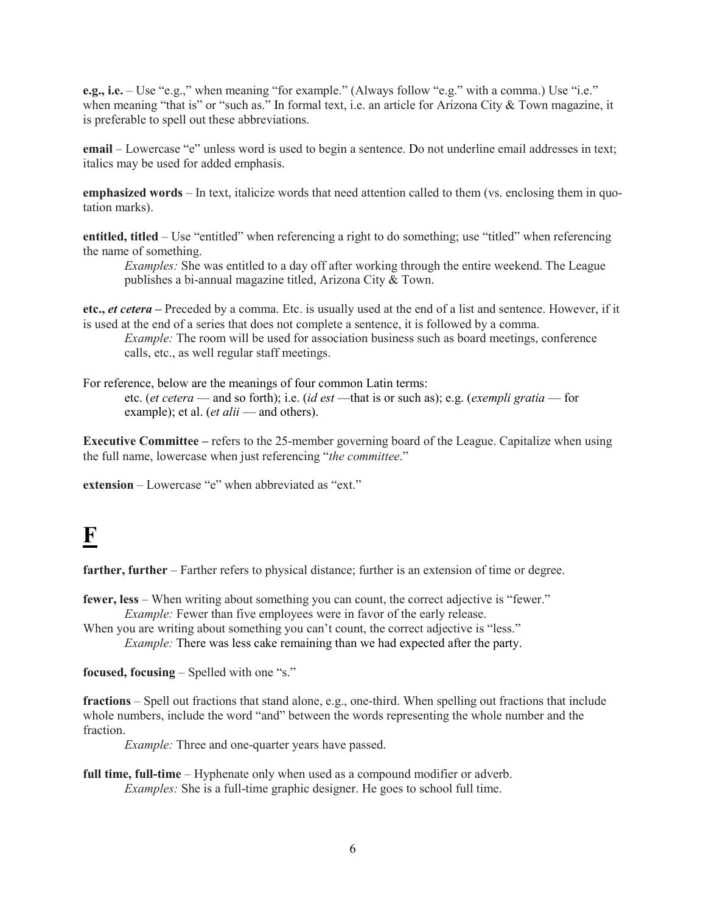**e.g., i.e.** – Use "e.g.," when meaning "for example." (Always follow "e.g." with a comma.) Use "i.e." when meaning "that is" or "such as." In formal text, i.e. an article for Arizona City & Town magazine, it is preferable to spell out these abbreviations.

**email** – Lowercase "e" unless word is used to begin a sentence. Do not underline email addresses in text; italics may be used for added emphasis.

**emphasized words** – In text, italicize words that need attention called to them (vs. enclosing them in quotation marks).

**entitled, titled** – Use "entitled" when referencing a right to do something; use "titled" when referencing the name of something.

> *Examples:* She was entitled to a day off after working through the entire weekend. The League publishes a bi-annual magazine titled, Arizona City & Town.

**etc.,** ***et cetera*** **–** Preceded by a comma. Etc. is usually used at the end of a list and sentence. However, if it is used at the end of a series that does not complete a sentence, it is followed by a comma.

> *Example:* The room will be used for association business such as board meetings, conference calls, etc., as well regular staff meetings.

For reference, below are the meanings of four common Latin terms:

> etc. (*et cetera* — and so forth); i.e. (*id est* —that is or such as); e.g. (*exempli gratia* — for example); et al. (*et alii* — and others).

**Executive Committee –** refers to the 25-member governing board of the League. Capitalize when using the full name, lowercase when just referencing "*the committee*."

**extension** – Lowercase "e" when abbreviated as "ext."

# F

**farther, further** – Farther refers to physical distance; further is an extension of time or degree.

**fewer, less** – When writing about something you can count, the correct adjective is "fewer."

> *Example:* Fewer than five employees were in favor of the early release.

When you are writing about something you can't count, the correct adjective is "less."

> *Example:* There was less cake remaining than we had expected after the party.

**focused, focusing** – Spelled with one "s."

**fractions** – Spell out fractions that stand alone, e.g., one-third. When spelling out fractions that include whole numbers, include the word "and" between the words representing the whole number and the fraction.

> *Example:* Three and one-quarter years have passed.

**full time, full-time** – Hyphenate only when used as a compound modifier or adverb.

> *Examples:* She is a full-time graphic designer. He goes to school full time.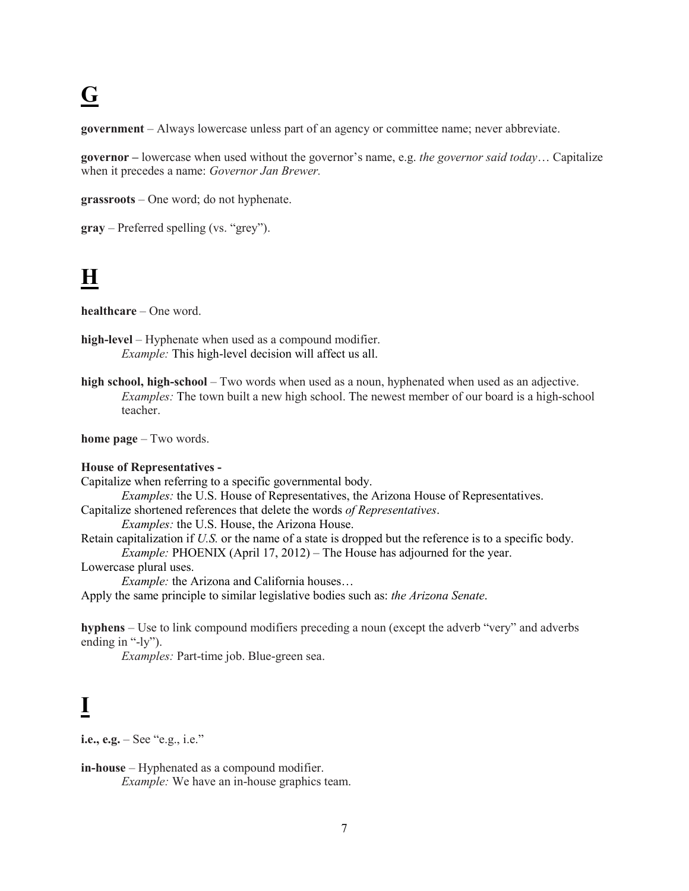# G

**government** – Always lowercase unless part of an agency or committee name; never abbreviate.

**governor –** lowercase when used without the governor's name, e.g. *the governor said today*… Capitalize when it precedes a name: *Governor Jan Brewer.*

**grassroots** – One word; do not hyphenate.

**gray** – Preferred spelling (vs. "grey").

# H

**healthcare** – One word.

**high-level** – Hyphenate when used as a compound modifier.
*Example:* This high-level decision will affect us all.

**high school, high-school** – Two words when used as a noun, hyphenated when used as an adjective.
*Examples:* The town built a new high school. The newest member of our board is a high-school teacher.

**home page** – Two words.

**House of Representatives -**
Capitalize when referring to a specific governmental body.
*Examples:* the U.S. House of Representatives, the Arizona House of Representatives.
Capitalize shortened references that delete the words *of Representatives*.
*Examples:* the U.S. House, the Arizona House.
Retain capitalization if *U.S.* or the name of a state is dropped but the reference is to a specific body.
*Example:* PHOENIX (April 17, 2012) – The House has adjourned for the year.
Lowercase plural uses.
*Example:* the Arizona and California houses…
Apply the same principle to similar legislative bodies such as: *the Arizona Senate*.

**hyphens** – Use to link compound modifiers preceding a noun (except the adverb "very" and adverbs ending in "-ly").
*Examples:* Part-time job. Blue-green sea.

# I

**i.e., e.g.** – See "e.g., i.e."

**in-house** – Hyphenated as a compound modifier.
*Example:* We have an in-house graphics team.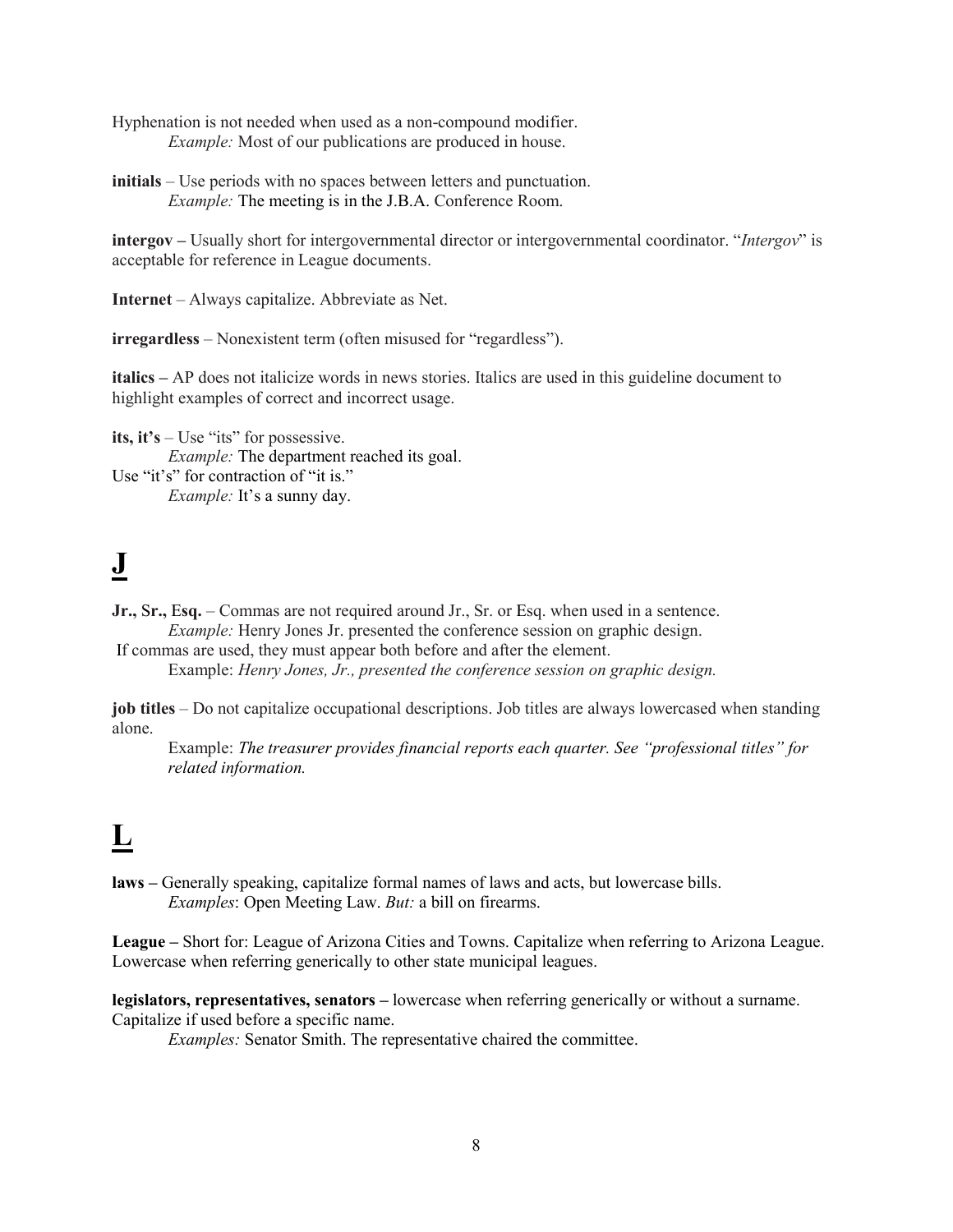Hyphenation is not needed when used as a non-compound modifier.

*Example:* Most of our publications are produced in house.

**initials** – Use periods with no spaces between letters and punctuation.

*Example:* The meeting is in the J.B.A. Conference Room.

**intergov –** Usually short for intergovernmental director or intergovernmental coordinator. "*Intergov*" is acceptable for reference in League documents.

**Internet** – Always capitalize. Abbreviate as Net.

**irregardless** – Nonexistent term (often misused for "regardless").

**italics –** AP does not italicize words in news stories. Italics are used in this guideline document to highlight examples of correct and incorrect usage.

**its, it's** – Use "its" for possessive.

*Example:* The department reached its goal.

Use "it's" for contraction of "it is."

*Example:* It's a sunny day.

# J

**Jr., Sr., Esq.** – Commas are not required around Jr., Sr. or Esq. when used in a sentence.

*Example:* Henry Jones Jr. presented the conference session on graphic design.

If commas are used, they must appear both before and after the element.

Example: *Henry Jones, Jr., presented the conference session on graphic design.*

**job titles** – Do not capitalize occupational descriptions. Job titles are always lowercased when standing alone.

Example: *The treasurer provides financial reports each quarter. See "professional titles" for related information.*

# L

**laws –** Generally speaking, capitalize formal names of laws and acts, but lowercase bills.

*Examples*: Open Meeting Law. *But:* a bill on firearms.

**League –** Short for: League of Arizona Cities and Towns. Capitalize when referring to Arizona League. Lowercase when referring generically to other state municipal leagues.

**legislators, representatives, senators –** lowercase when referring generically or without a surname. Capitalize if used before a specific name.

*Examples:* Senator Smith. The representative chaired the committee.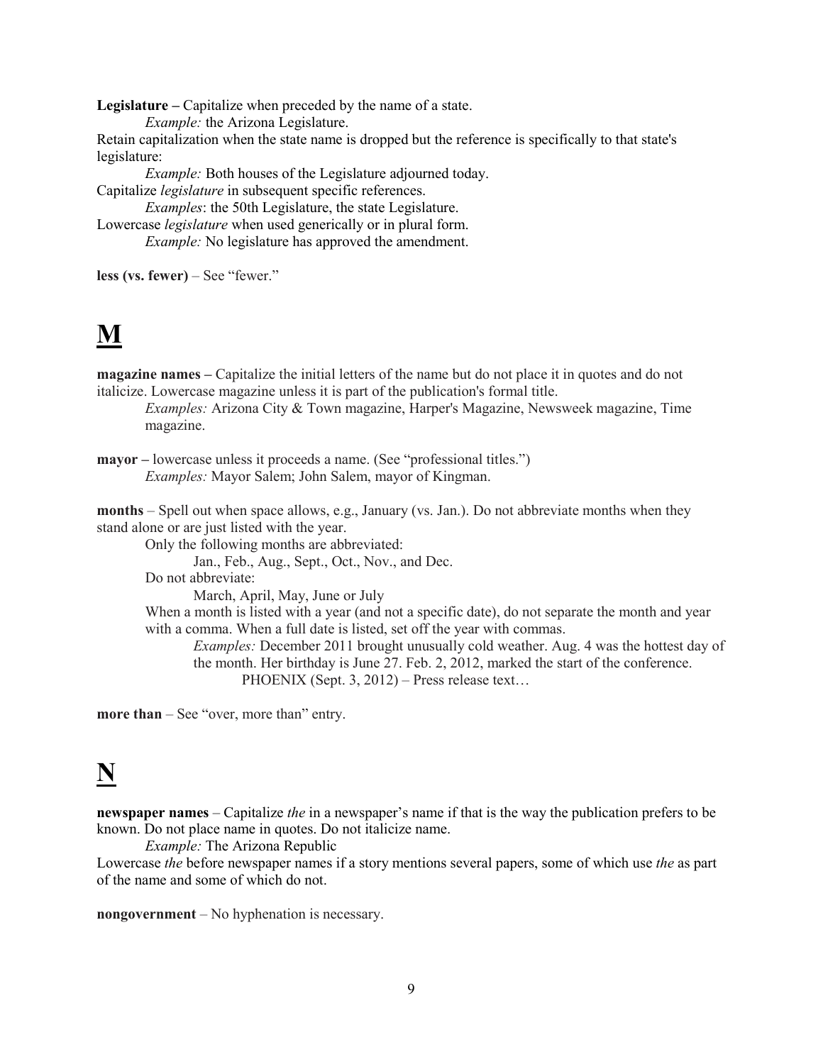**Legislature –** Capitalize when preceded by the name of a state.

*Example:* the Arizona Legislature.

Retain capitalization when the state name is dropped but the reference is specifically to that state's legislature:

*Example:* Both houses of the Legislature adjourned today.

Capitalize *legislature* in subsequent specific references.

*Examples*: the 50th Legislature, the state Legislature.

Lowercase *legislature* when used generically or in plural form.

*Example:* No legislature has approved the amendment.

**less (vs. fewer)** – See "fewer."

# M

**magazine names –** Capitalize the initial letters of the name but do not place it in quotes and do not italicize. Lowercase magazine unless it is part of the publication's formal title.

*Examples:* Arizona City & Town magazine, Harper's Magazine, Newsweek magazine, Time magazine.

**mayor –** lowercase unless it proceeds a name. (See "professional titles.")

*Examples:* Mayor Salem; John Salem, mayor of Kingman.

**months** – Spell out when space allows, e.g., January (vs. Jan.). Do not abbreviate months when they stand alone or are just listed with the year.

Only the following months are abbreviated:

Jan., Feb., Aug., Sept., Oct., Nov., and Dec.

Do not abbreviate:

March, April, May, June or July

When a month is listed with a year (and not a specific date), do not separate the month and year with a comma. When a full date is listed, set off the year with commas.

*Examples:* December 2011 brought unusually cold weather. Aug. 4 was the hottest day of the month. Her birthday is June 27. Feb. 2, 2012, marked the start of the conference.

PHOENIX (Sept. 3, 2012) – Press release text…

**more than** – See "over, more than" entry.

# N

**newspaper names** – Capitalize *the* in a newspaper's name if that is the way the publication prefers to be known. Do not place name in quotes. Do not italicize name.

*Example:* The Arizona Republic

Lowercase *the* before newspaper names if a story mentions several papers, some of which use *the* as part of the name and some of which do not.

**nongovernment** – No hyphenation is necessary.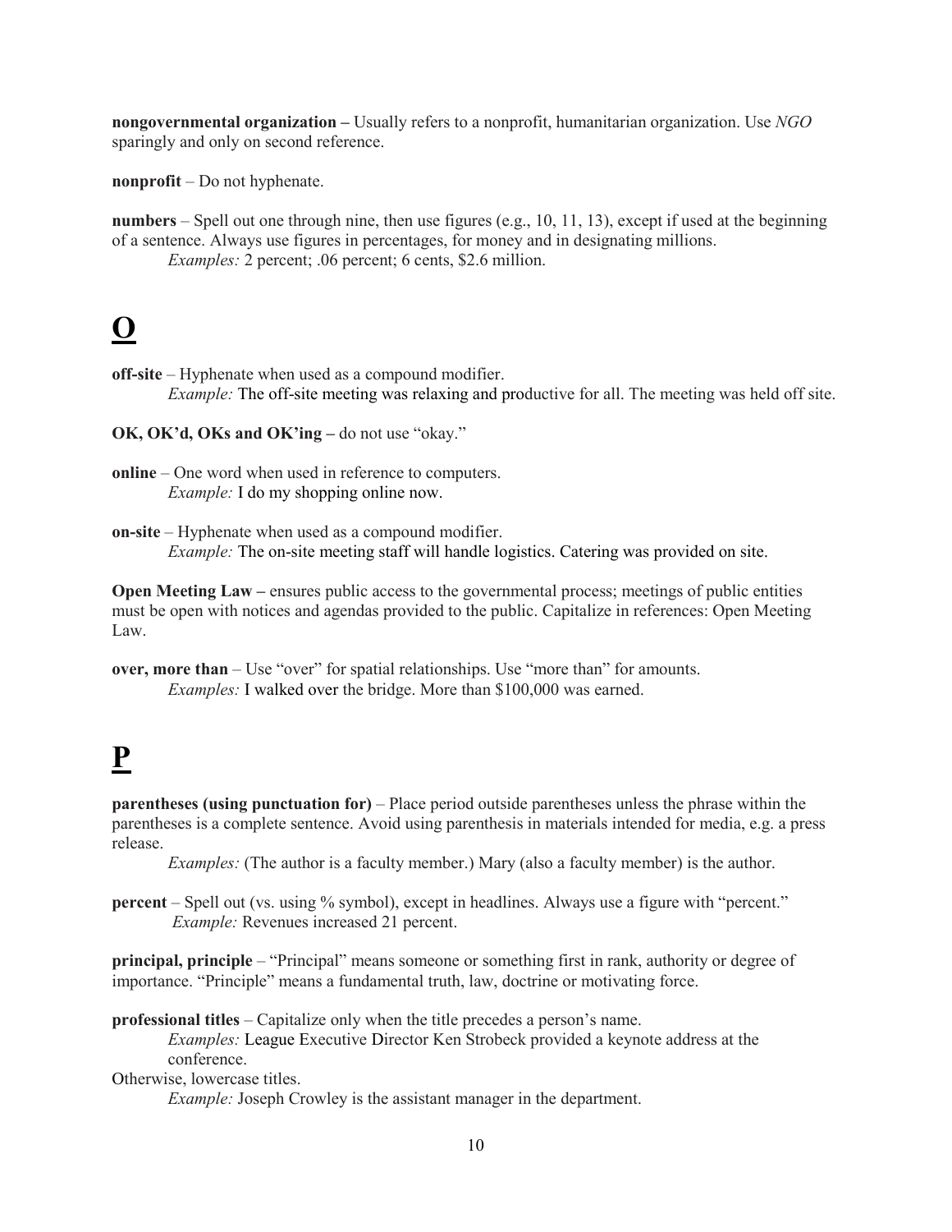**nongovernmental organization –** Usually refers to a nonprofit, humanitarian organization. Use *NGO* sparingly and only on second reference.

**nonprofit** – Do not hyphenate.

**numbers** – Spell out one through nine, then use figures (e.g., 10, 11, 13), except if used at the beginning of a sentence. Always use figures in percentages, for money and in designating millions.

*Examples:* 2 percent; .06 percent; 6 cents, $2.6 million.

# O

**off-site** – Hyphenate when used as a compound modifier.

*Example:* The off-site meeting was relaxing and productive for all. The meeting was held off site.

**OK, OK'd, OKs and OK'ing –** do not use "okay."

**online** – One word when used in reference to computers.

*Example:* I do my shopping online now.

**on-site** – Hyphenate when used as a compound modifier.

*Example:* The on-site meeting staff will handle logistics. Catering was provided on site.

**Open Meeting Law –** ensures public access to the governmental process; meetings of public entities must be open with notices and agendas provided to the public. Capitalize in references: Open Meeting Law.

**over, more than** – Use "over" for spatial relationships. Use "more than" for amounts.

*Examples:* I walked over the bridge. More than $100,000 was earned.

# P

**parentheses (using punctuation for)** – Place period outside parentheses unless the phrase within the parentheses is a complete sentence. Avoid using parenthesis in materials intended for media, e.g. a press release.

*Examples:* (The author is a faculty member.) Mary (also a faculty member) is the author.

**percent** – Spell out (vs. using % symbol), except in headlines. Always use a figure with "percent."

*Example:* Revenues increased 21 percent.

**principal, principle** – "Principal" means someone or something first in rank, authority or degree of importance. "Principle" means a fundamental truth, law, doctrine or motivating force.

**professional titles** – Capitalize only when the title precedes a person's name.

*Examples:* League Executive Director Ken Strobeck provided a keynote address at the conference.

Otherwise, lowercase titles.

*Example:* Joseph Crowley is the assistant manager in the department.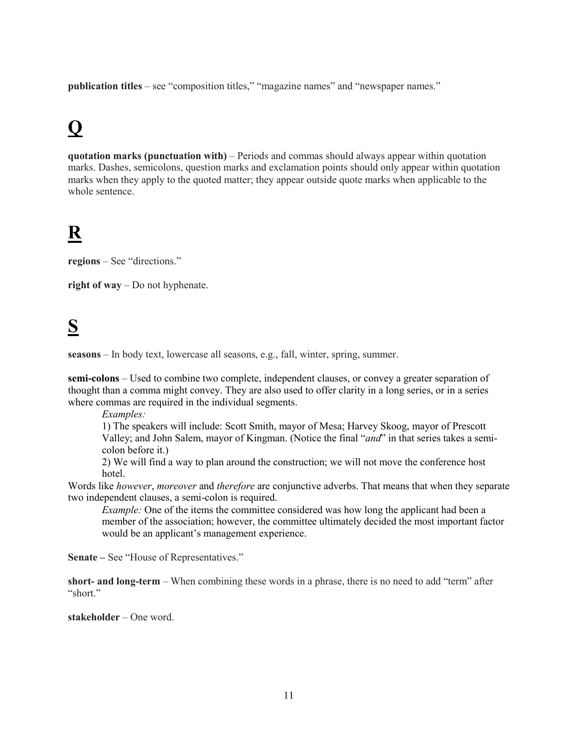**publication titles** – see “composition titles,” “magazine names” and “newspaper names.”

# Q

**quotation marks (punctuation with)** – Periods and commas should always appear within quotation marks. Dashes, semicolons, question marks and exclamation points should only appear within quotation marks when they apply to the quoted matter; they appear outside quote marks when applicable to the whole sentence.

# R

**regions** – See “directions.”

**right of way** – Do not hyphenate.

# S

**seasons** – In body text, lowercase all seasons, e.g., fall, winter, spring, summer.

**semi-colons** – Used to combine two complete, independent clauses, or convey a greater separation of thought than a comma might convey. They are also used to offer clarity in a long series, or in a series where commas are required in the individual segments.

> *Examples:*
>
> 1) The speakers will include: Scott Smith, mayor of Mesa; Harvey Skoog, mayor of Prescott Valley; and John Salem, mayor of Kingman. (Notice the final “*and*” in that series takes a semi-colon before it.)
>
> 2) We will find a way to plan around the construction; we will not move the conference host hotel.

Words like *however*, *moreover* and *therefore* are conjunctive adverbs. That means that when they separate two independent clauses, a semi-colon is required.

> *Example:* One of the items the committee considered was how long the applicant had been a member of the association; however, the committee ultimately decided the most important factor would be an applicant’s management experience.

**Senate –** See “House of Representatives.”

**short- and long-term** – When combining these words in a phrase, there is no need to add “term” after “short.”

**stakeholder** – One word.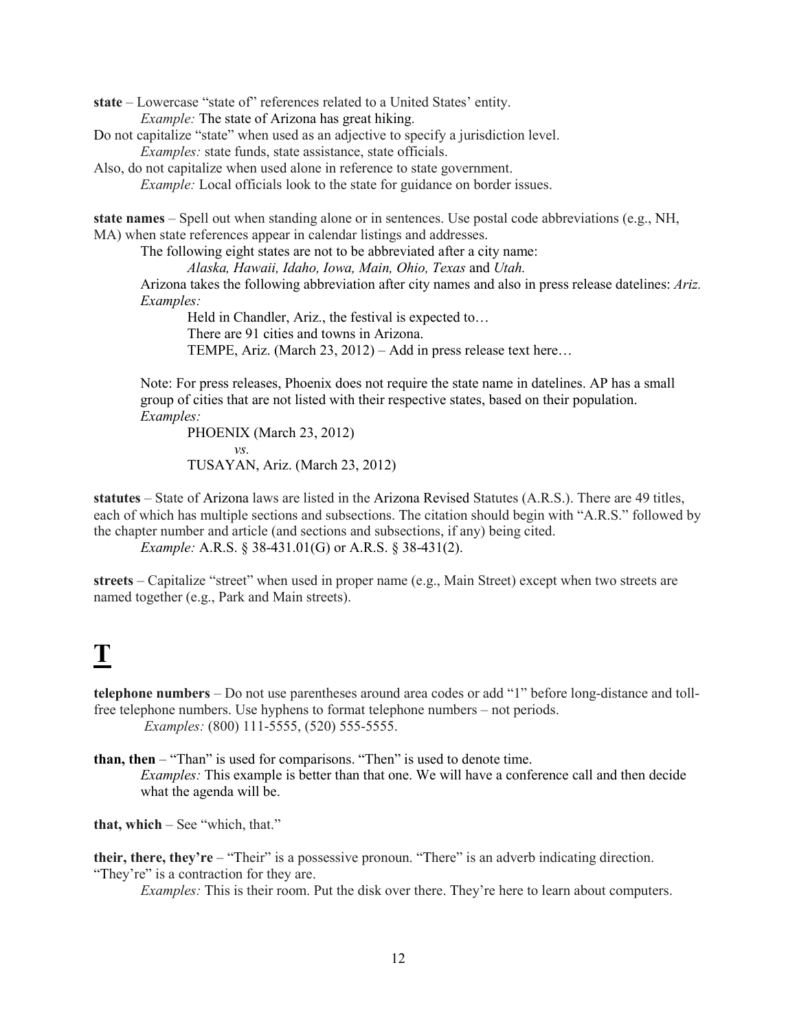**state** – Lowercase "state of" references related to a United States' entity.

*Example:* The state of Arizona has great hiking.

Do not capitalize "state" when used as an adjective to specify a jurisdiction level.

*Examples:* state funds, state assistance, state officials.

Also, do not capitalize when used alone in reference to state government.

*Example:* Local officials look to the state for guidance on border issues.

**state names** – Spell out when standing alone or in sentences. Use postal code abbreviations (e.g., NH, MA) when state references appear in calendar listings and addresses.

The following eight states are not to be abbreviated after a city name:

*Alaska, Hawaii, Idaho, Iowa, Main, Ohio, Texas* and *Utah.*

Arizona takes the following abbreviation after city names and also in press release datelines: *Ariz.*

*Examples:*

Held in Chandler, Ariz., the festival is expected to…

There are 91 cities and towns in Arizona.

TEMPE, Ariz. (March 23, 2012) – Add in press release text here…

Note: For press releases, Phoenix does not require the state name in datelines. AP has a small group of cities that are not listed with their respective states, based on their population.

*Examples:*

PHOENIX (March 23, 2012)

*vs.*

TUSAYAN, Ariz. (March 23, 2012)

**statutes** – State of Arizona laws are listed in the Arizona Revised Statutes (A.R.S.). There are 49 titles, each of which has multiple sections and subsections. The citation should begin with "A.R.S." followed by the chapter number and article (and sections and subsections, if any) being cited.

*Example:* A.R.S. § 38-431.01(G) or A.R.S. § 38-431(2).

**streets** – Capitalize "street" when used in proper name (e.g., Main Street) except when two streets are named together (e.g., Park and Main streets).

# T

**telephone numbers** – Do not use parentheses around area codes or add "1" before long-distance and toll-free telephone numbers. Use hyphens to format telephone numbers – not periods.

*Examples:* (800) 111-5555, (520) 555-5555.

**than, then** – "Than" is used for comparisons. "Then" is used to denote time.

*Examples:* This example is better than that one. We will have a conference call and then decide what the agenda will be.

**that, which** – See "which, that."

**their, there, they're** – "Their" is a possessive pronoun. "There" is an adverb indicating direction. "They're" is a contraction for they are.

*Examples:* This is their room. Put the disk over there. They're here to learn about computers.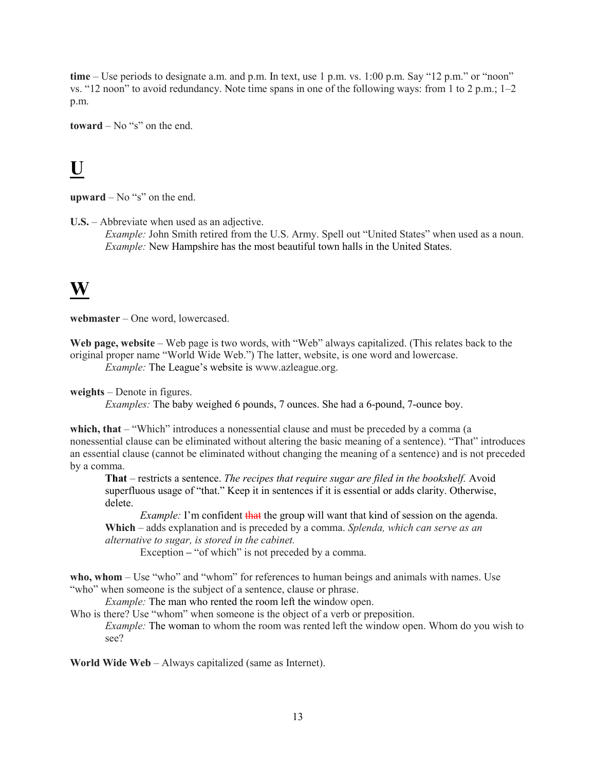**time** – Use periods to designate a.m. and p.m. In text, use 1 p.m. vs. 1:00 p.m. Say "12 p.m." or "noon" vs. "12 noon" to avoid redundancy. Note time spans in one of the following ways: from 1 to 2 p.m.; 1–2 p.m.

**toward** – No "s" on the end.

# U

**upward** – No "s" on the end.

**U.S.** – Abbreviate when used as an adjective.

> *Example:* John Smith retired from the U.S. Army. Spell out "United States" when used as a noun.
> *Example:* New Hampshire has the most beautiful town halls in the United States.

# W

**webmaster** – One word, lowercased.

**Web page, website** – Web page is two words, with "Web" always capitalized. (This relates back to the original proper name "World Wide Web.") The latter, website, is one word and lowercase.

> *Example:* The League's website is www.azleague.org.

**weights** – Denote in figures.

> *Examples:* The baby weighed 6 pounds, 7 ounces. She had a 6-pound, 7-ounce boy.

**which, that** – "Which" introduces a nonessential clause and must be preceded by a comma (a nonessential clause can be eliminated without altering the basic meaning of a sentence). "That" introduces an essential clause (cannot be eliminated without changing the meaning of a sentence) and is not preceded by a comma.

> **That** – restricts a sentence. *The recipes that require sugar are filed in the bookshelf.* Avoid superfluous usage of "that." Keep it in sentences if it is essential or adds clarity. Otherwise, delete.
>
> > *Example:* I'm confident ~~that~~ the group will want that kind of session on the agenda.
>
> **Which** – adds explanation and is preceded by a comma. *Splenda, which can serve as an alternative to sugar, is stored in the cabinet.*
>
> > Exception – "of which" is not preceded by a comma.

**who, whom** – Use "who" and "whom" for references to human beings and animals with names. Use "who" when someone is the subject of a sentence, clause or phrase.

> *Example:* The man who rented the room left the window open.

Who is there? Use "whom" when someone is the object of a verb or preposition.

> *Example:* The woman to whom the room was rented left the window open. Whom do you wish to see?

**World Wide Web** – Always capitalized (same as Internet).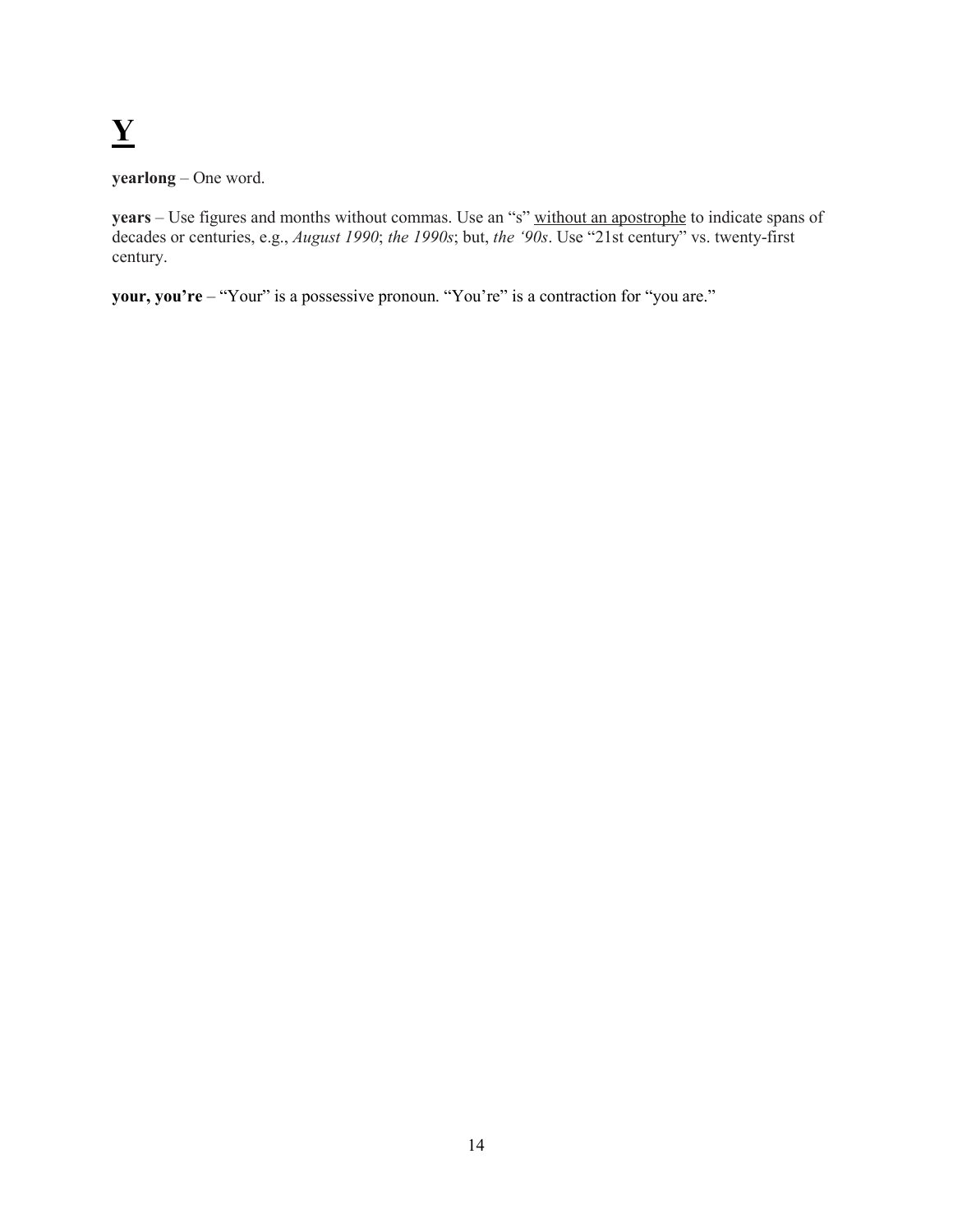# <u>Y</u>

**yearlong** – One word.

**years** – Use figures and months without commas. Use an "s" <u>without an apostrophe</u> to indicate spans of decades or centuries, e.g., *August 1990*; *the 1990s*; but, *the '90s*. Use "21st century" vs. twenty-first century.

**your, you're** – "Your" is a possessive pronoun. "You're" is a contraction for "you are."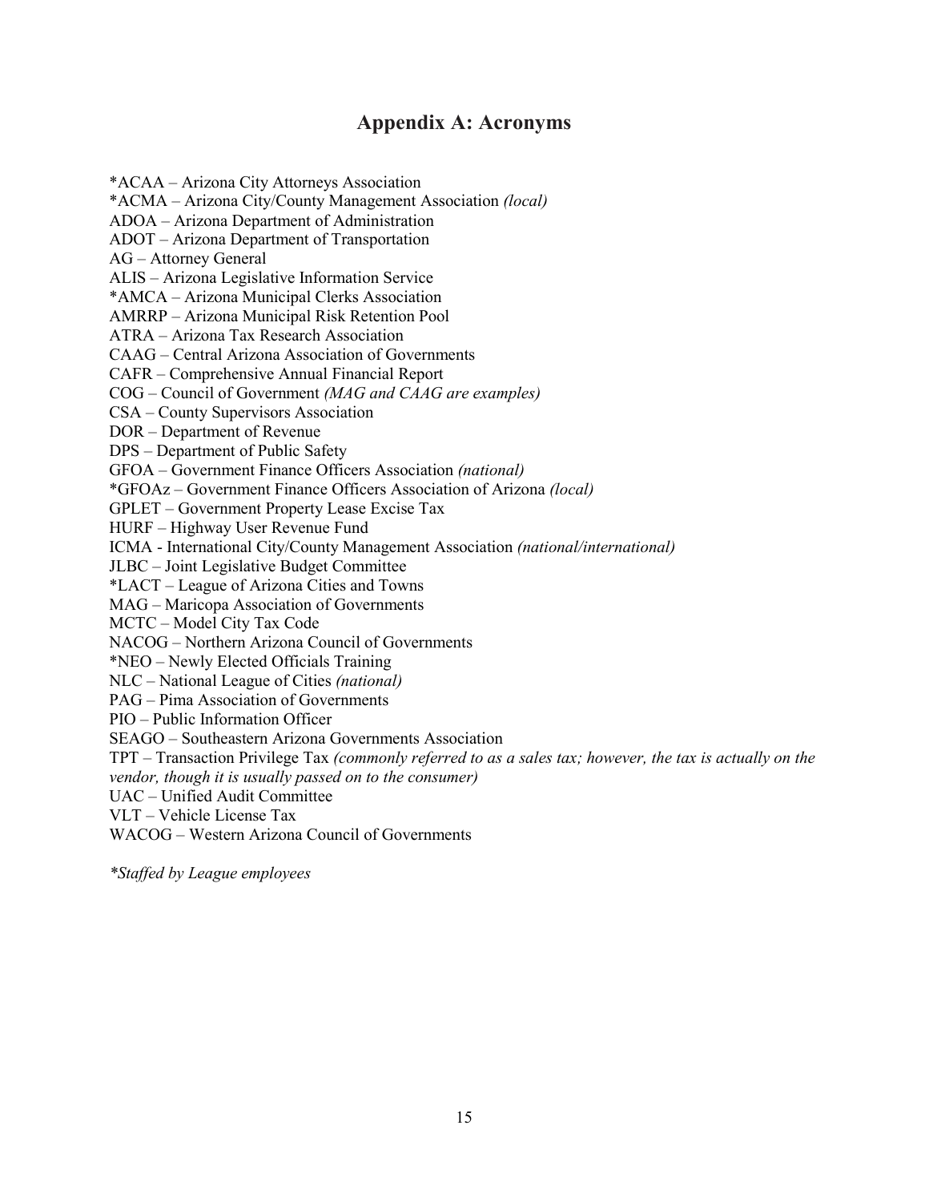# Appendix A: Acronyms

*ACAA – Arizona City Attorneys Association
*ACMA – Arizona City/County Management Association *(local)*
ADOA – Arizona Department of Administration
ADOT – Arizona Department of Transportation
AG – Attorney General
ALIS – Arizona Legislative Information Service
*AMCA – Arizona Municipal Clerks Association
AMRRP – Arizona Municipal Risk Retention Pool
ATRA – Arizona Tax Research Association
CAAG – Central Arizona Association of Governments
CAFR – Comprehensive Annual Financial Report
COG – Council of Government *(MAG and CAAG are examples)*
CSA – County Supervisors Association
DOR – Department of Revenue
DPS – Department of Public Safety
GFOA – Government Finance Officers Association *(national)*
*GFOAz – Government Finance Officers Association of Arizona *(local)*
GPLET – Government Property Lease Excise Tax
HURF – Highway User Revenue Fund
ICMA - International City/County Management Association *(national/international)*
JLBC – Joint Legislative Budget Committee
*LACT – League of Arizona Cities and Towns
MAG – Maricopa Association of Governments
MCTC – Model City Tax Code
NACOG – Northern Arizona Council of Governments
*NEO – Newly Elected Officials Training
NLC – National League of Cities *(national)*
PAG – Pima Association of Governments
PIO – Public Information Officer
SEAGO – Southeastern Arizona Governments Association
TPT – Transaction Privilege Tax *(commonly referred to as a sales tax; however, the tax is actually on the vendor, though it is usually passed on to the consumer)*
UAC – Unified Audit Committee
VLT – Vehicle License Tax
WACOG – Western Arizona Council of Governments

**Staffed by League employees*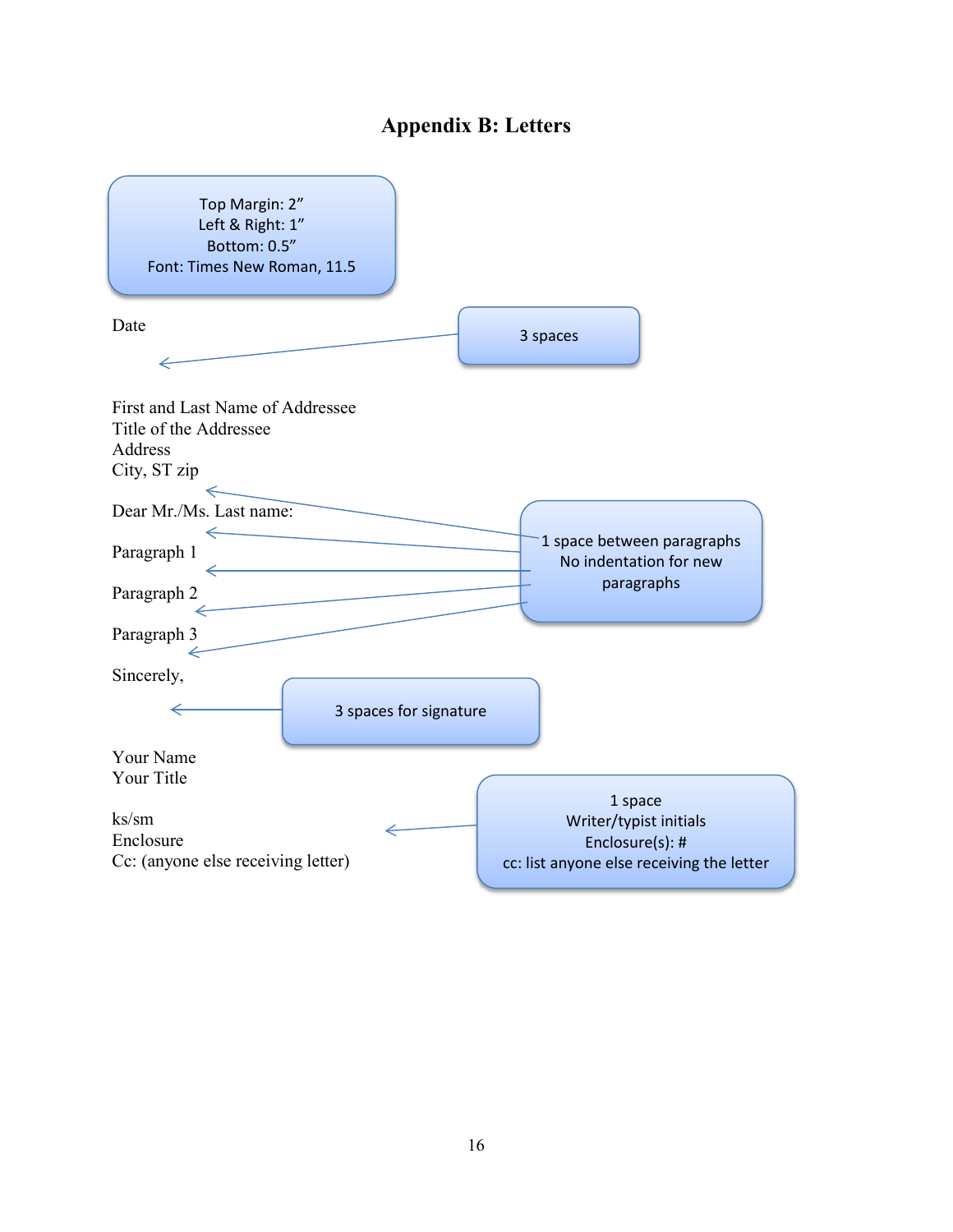# Appendix B: Letters

Top Margin: 2”
Left & Right: 1”
Bottom: 0.5”
Font: Times New Roman, 11.5

Date

3 spaces

First and Last Name of Addressee
Title of the Addressee
Address
City, ST zip

Dear Mr./Ms. Last name:

Paragraph 1

Paragraph 2

Paragraph 3

1 space between paragraphs
No indentation for new paragraphs

Sincerely,

3 spaces for signature

Your Name
Your Title

ks/sm
Enclosure
Cc: (anyone else receiving letter)

1 space
Writer/typist initials
Enclosure(s): #
cc: list anyone else receiving the letter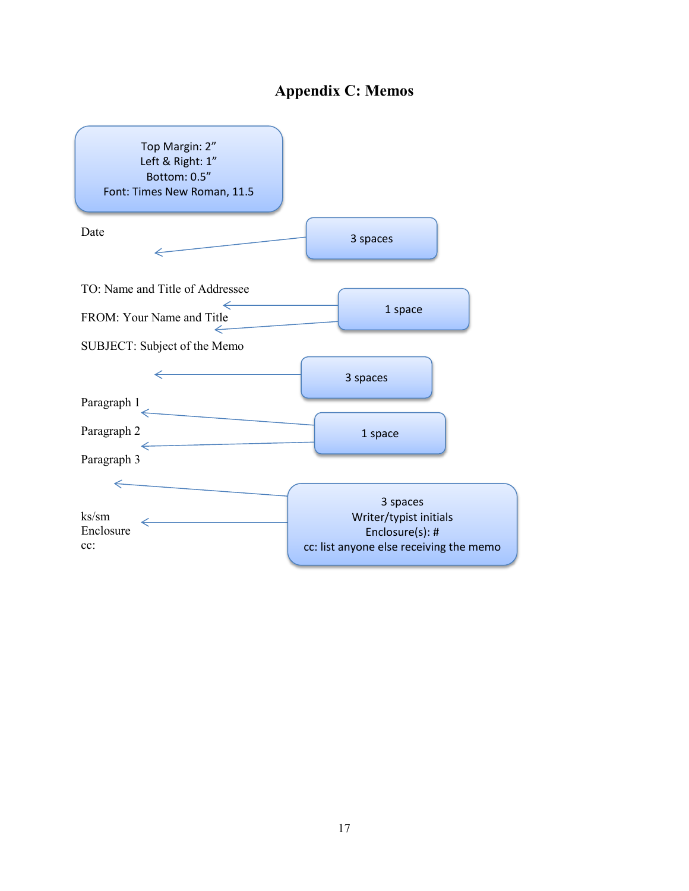# Appendix C: Memos

Top Margin: 2”
Left & Right: 1”
Bottom: 0.5”
Font: Times New Roman, 11.5

Date

3 spaces

TO: Name and Title of Addressee

1 space

FROM: Your Name and Title

SUBJECT: Subject of the Memo

3 spaces

Paragraph 1

1 space

Paragraph 2

Paragraph 3

3 spaces
Writer/typist initials
Enclosure(s): #
cc: list anyone else receiving the memo

ks/sm
Enclosure
cc: